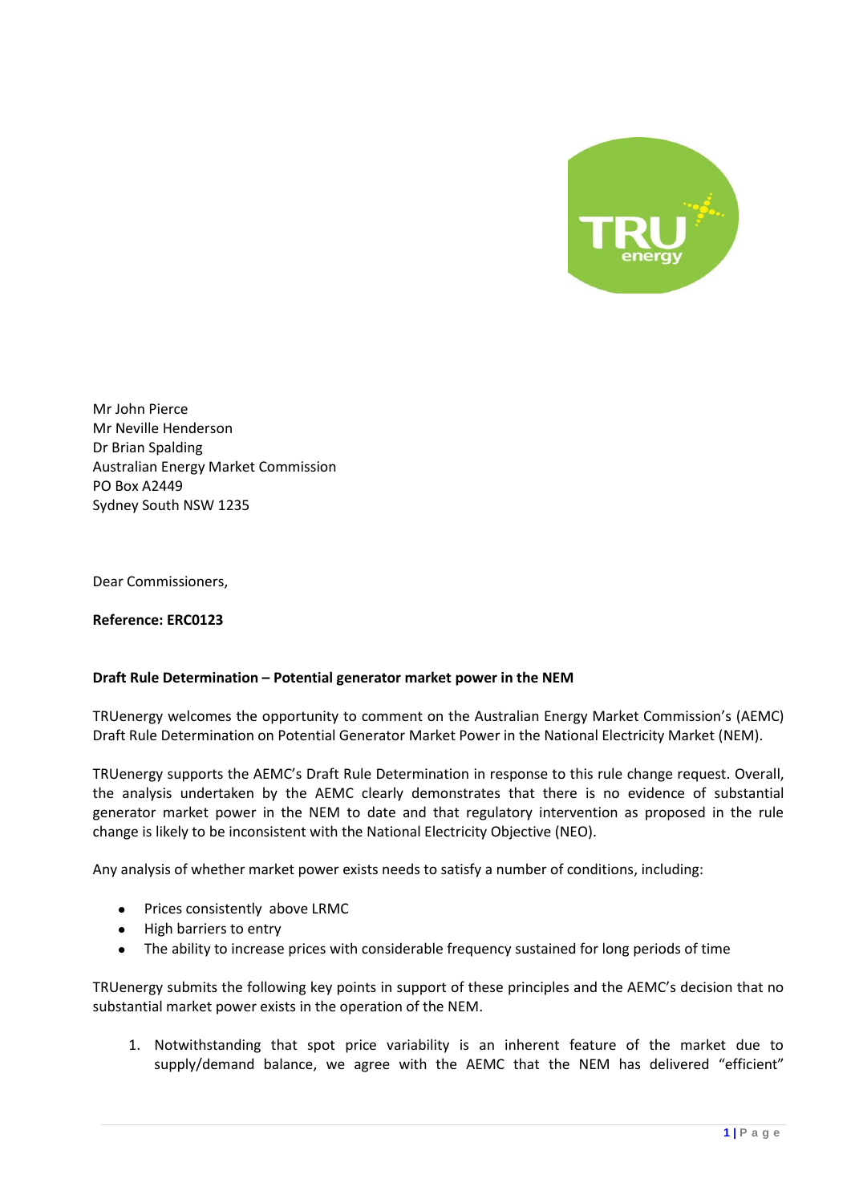Mr John Pierce
Mr Neville Henderson
Dr Brian Spalding
Australian Energy Market Commission
PO Box A2449
Sydney South NSW 1235

Dear Commissioners,

**Reference: ERC0123**

**Draft Rule Determination – Potential generator market power in the NEM**

TRUenergy welcomes the opportunity to comment on the Australian Energy Market Commission's (AEMC) Draft Rule Determination on Potential Generator Market Power in the National Electricity Market (NEM).

TRUenergy supports the AEMC's Draft Rule Determination in response to this rule change request. Overall, the analysis undertaken by the AEMC clearly demonstrates that there is no evidence of substantial generator market power in the NEM to date and that regulatory intervention as proposed in the rule change is likely to be inconsistent with the National Electricity Objective (NEO).

Any analysis of whether market power exists needs to satisfy a number of conditions, including:

- Prices consistently above LRMC
- High barriers to entry
- The ability to increase prices with considerable frequency sustained for long periods of time

TRUenergy submits the following key points in support of these principles and the AEMC's decision that no substantial market power exists in the operation of the NEM.

1. Notwithstanding that spot price variability is an inherent feature of the market due to supply/demand balance, we agree with the AEMC that the NEM has delivered "efficient"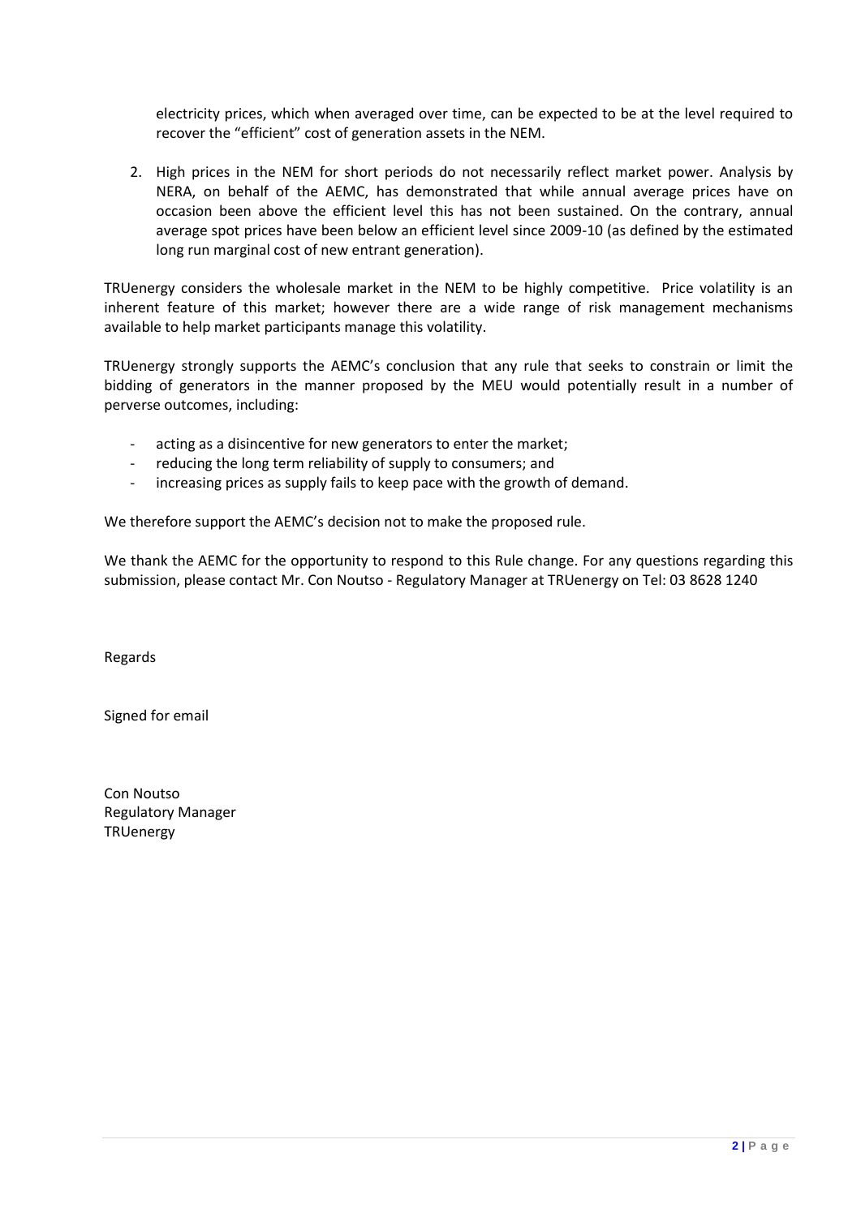electricity prices, which when averaged over time, can be expected to be at the level required to recover the "efficient" cost of generation assets in the NEM.

2. High prices in the NEM for short periods do not necessarily reflect market power. Analysis by NERA, on behalf of the AEMC, has demonstrated that while annual average prices have on occasion been above the efficient level this has not been sustained. On the contrary, annual average spot prices have been below an efficient level since 2009-10 (as defined by the estimated long run marginal cost of new entrant generation).

TRUenergy considers the wholesale market in the NEM to be highly competitive. Price volatility is an inherent feature of this market; however there are a wide range of risk management mechanisms available to help market participants manage this volatility.

TRUenergy strongly supports the AEMC's conclusion that any rule that seeks to constrain or limit the bidding of generators in the manner proposed by the MEU would potentially result in a number of perverse outcomes, including:

- acting as a disincentive for new generators to enter the market;
- reducing the long term reliability of supply to consumers; and
- increasing prices as supply fails to keep pace with the growth of demand.

We therefore support the AEMC's decision not to make the proposed rule.

We thank the AEMC for the opportunity to respond to this Rule change. For any questions regarding this submission, please contact Mr. Con Noutso - Regulatory Manager at TRUenergy on Tel: 03 8628 1240

Regards

Signed for email

Con Noutso
Regulatory Manager
TRUenergy